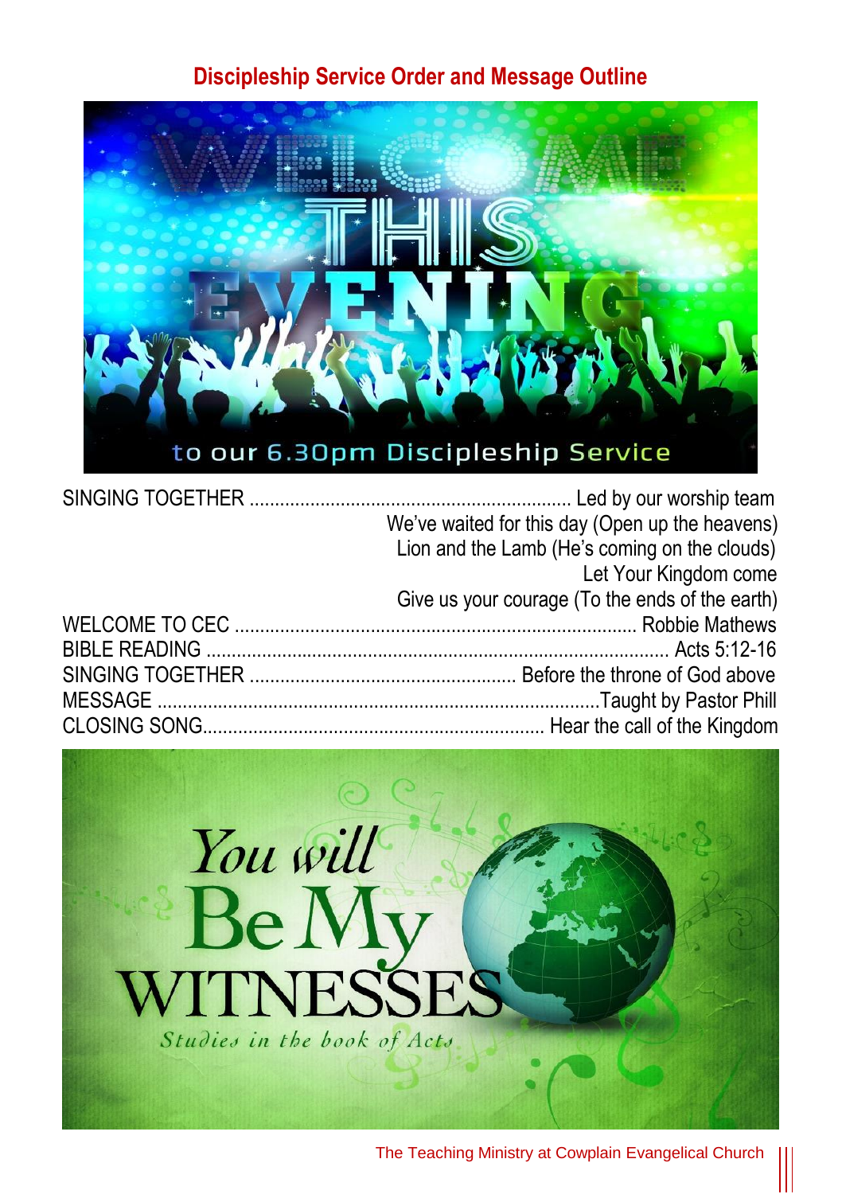## Discipleship Service Order and Message Outline

SINGING TOGETHER ............ Led by our worship team
We've waited for this day (Open up the heavens)
Lion and the Lamb (He's coming on the clouds)
Let Your Kingdom come
Give us your courage (To the ends of the earth)

WELCOME TO CEC ............ Robbie Mathews

BIBLE READING ............ Acts 5:12-16

SINGING TOGETHER ............ Before the throne of God above

MESSAGE ............ Taught by Pastor Phill

CLOSING SONG ............ Hear the call of the Kingdom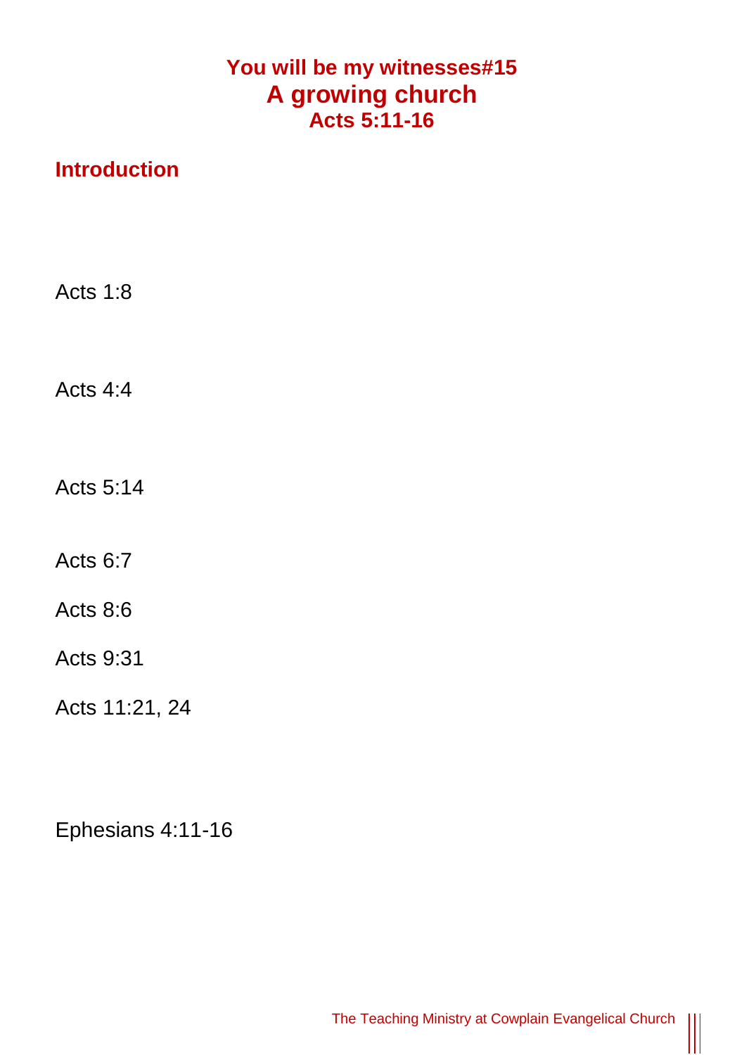# You will be my witnesses#15
# A growing church
### Acts 5:11-16

## Introduction

Acts 1:8

Acts 4:4

Acts 5:14

Acts 6:7

Acts 8:6

Acts 9:31

Acts 11:21, 24

Ephesians 4:11-16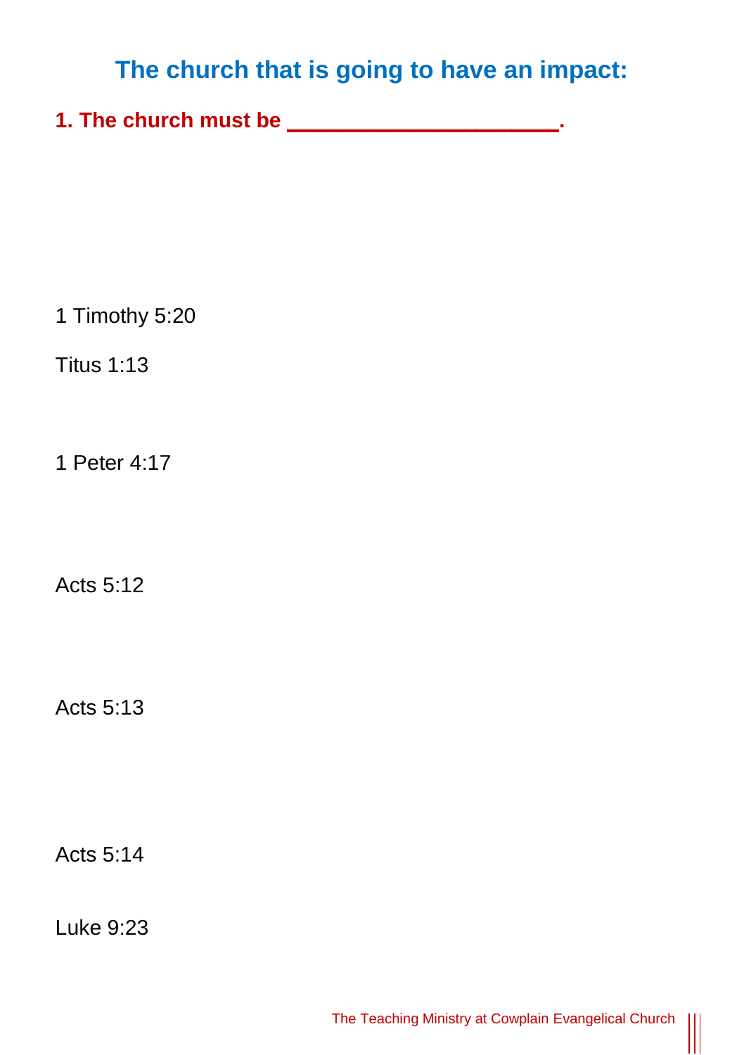## The church that is going to have an impact:

### 1. The church must be ______________________.

1 Timothy 5:20

Titus 1:13

1 Peter 4:17

Acts 5:12

Acts 5:13

Acts 5:14

Luke 9:23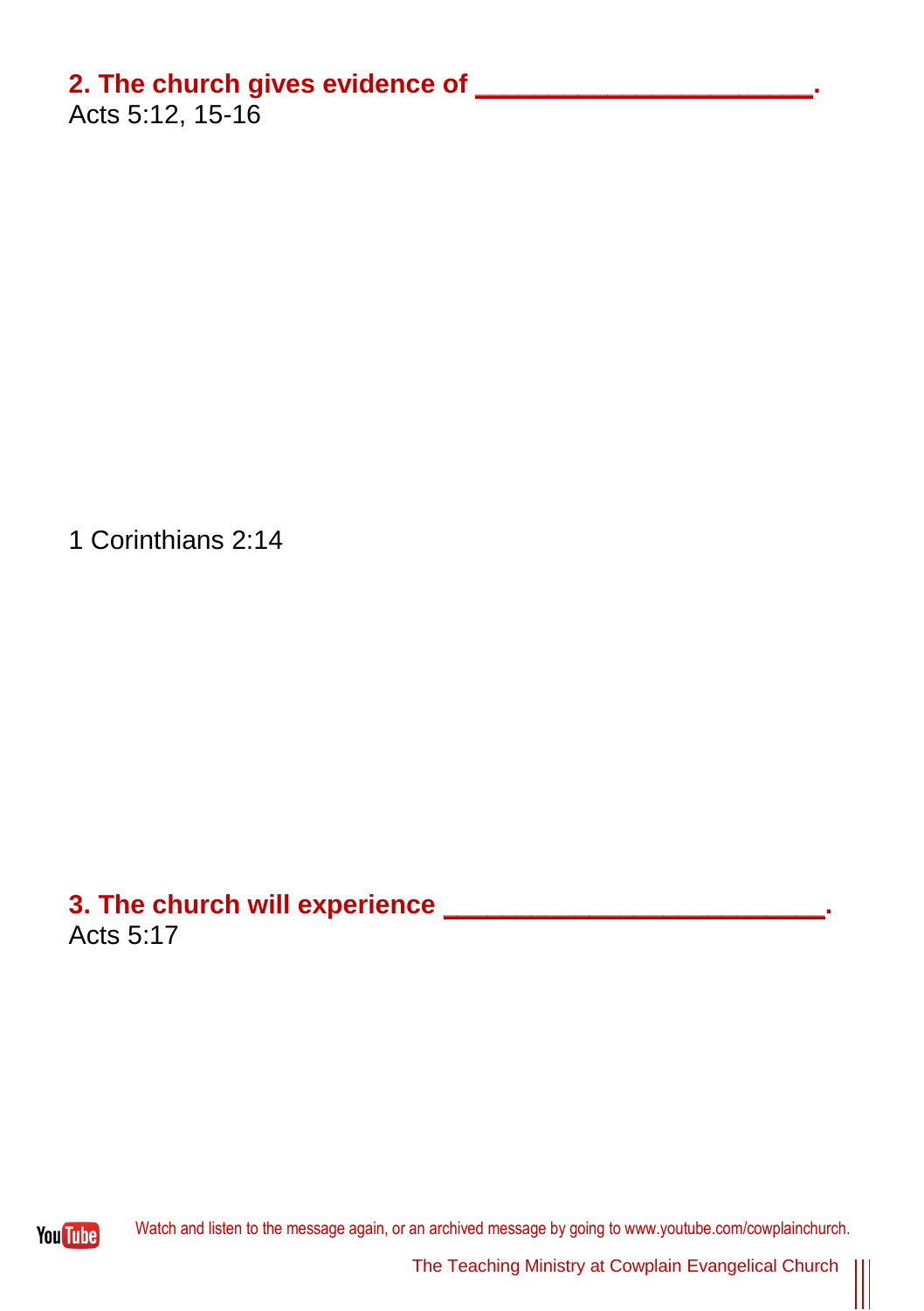**2. The church gives evidence of ____________________.**
Acts 5:12, 15-16

1 Corinthians 2:14

**3. The church will experience _______________________.**
Acts 5:17

Watch and listen to the message again, or an archived message by going to www.youtube.com/cowplainchurch.